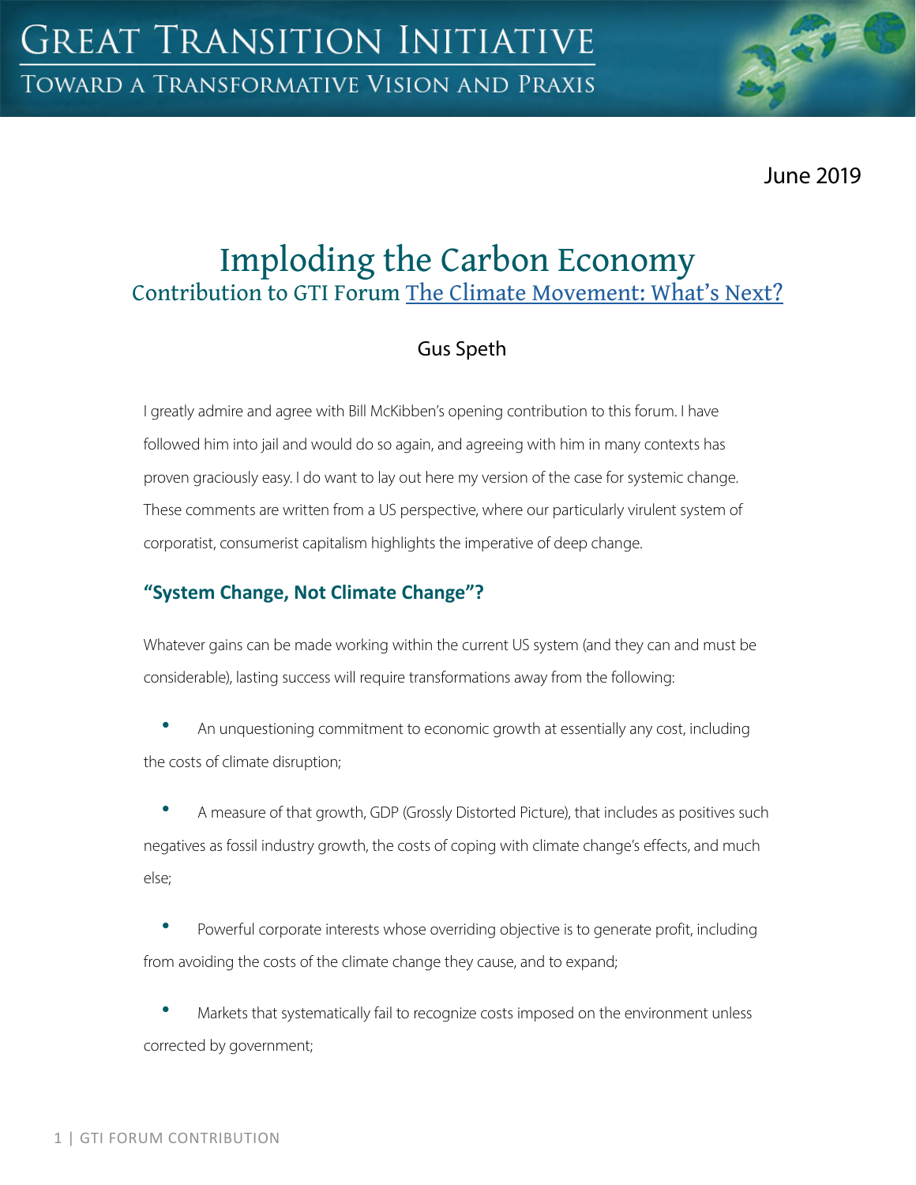# Great Transition Initiative

Toward a Transformative Vision and Praxis

June 2019

# Imploding the Carbon Economy

## Contribution to GTI Forum The Climate Movement: What's Next?

Gus Speth

I greatly admire and agree with Bill McKibben's opening contribution to this forum. I have followed him into jail and would do so again, and agreeing with him in many contexts has proven graciously easy. I do want to lay out here my version of the case for systemic change. These comments are written from a US perspective, where our particularly virulent system of corporatist, consumerist capitalism highlights the imperative of deep change.

### "System Change, Not Climate Change"?

Whatever gains can be made working within the current US system (and they can and must be considerable), lasting success will require transformations away from the following:

- An unquestioning commitment to economic growth at essentially any cost, including the costs of climate disruption;
- A measure of that growth, GDP (Grossly Distorted Picture), that includes as positives such negatives as fossil industry growth, the costs of coping with climate change's effects, and much else;
- Powerful corporate interests whose overriding objective is to generate profit, including from avoiding the costs of the climate change they cause, and to expand;
- Markets that systematically fail to recognize costs imposed on the environment unless corrected by government;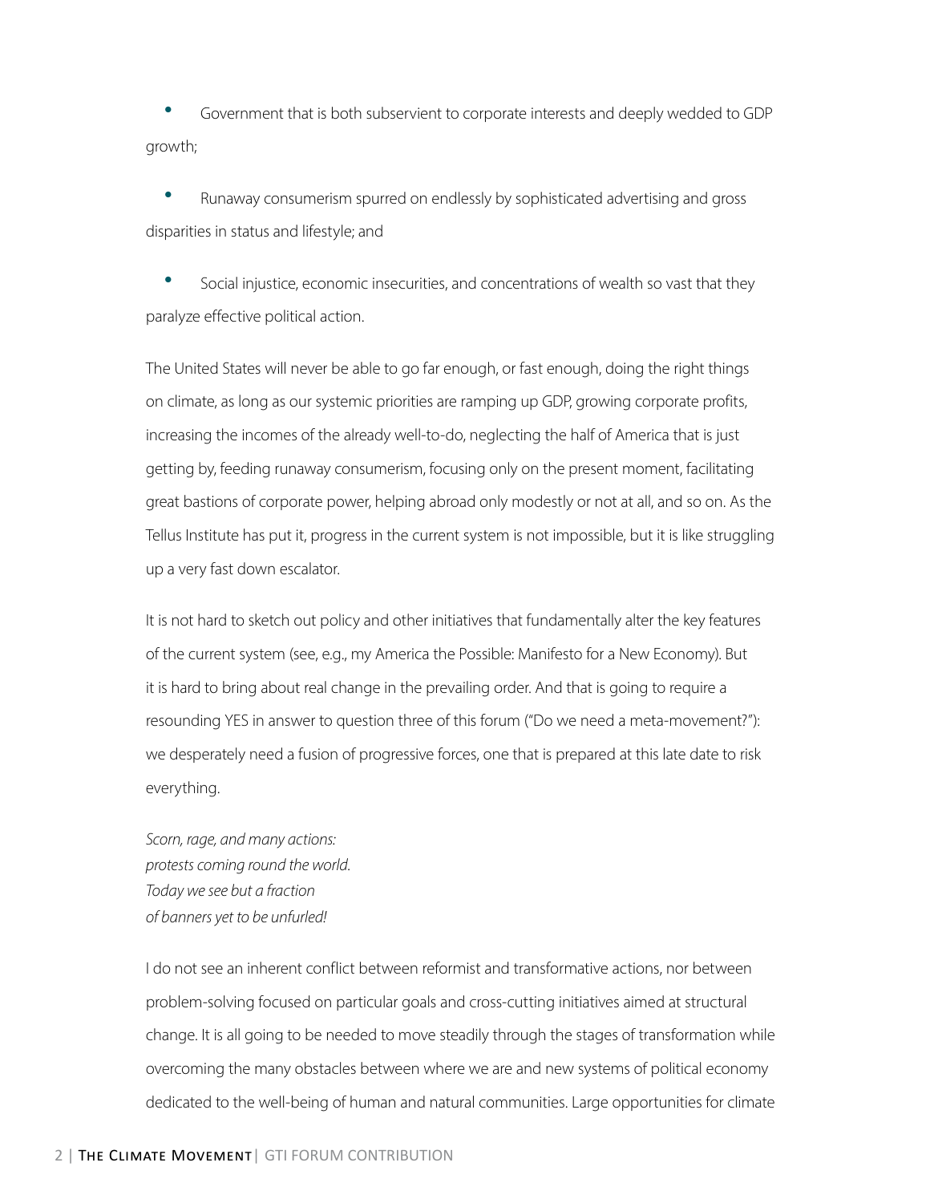- Government that is both subservient to corporate interests and deeply wedded to GDP growth;
- Runaway consumerism spurred on endlessly by sophisticated advertising and gross disparities in status and lifestyle; and
- Social injustice, economic insecurities, and concentrations of wealth so vast that they paralyze effective political action.

The United States will never be able to go far enough, or fast enough, doing the right things on climate, as long as our systemic priorities are ramping up GDP, growing corporate profits, increasing the incomes of the already well-to-do, neglecting the half of America that is just getting by, feeding runaway consumerism, focusing only on the present moment, facilitating great bastions of corporate power, helping abroad only modestly or not at all, and so on. As the Tellus Institute has put it, progress in the current system is not impossible, but it is like struggling up a very fast down escalator.

It is not hard to sketch out policy and other initiatives that fundamentally alter the key features of the current system (see, e.g., my America the Possible: Manifesto for a New Economy). But it is hard to bring about real change in the prevailing order. And that is going to require a resounding YES in answer to question three of this forum ("Do we need a meta-movement?"): we desperately need a fusion of progressive forces, one that is prepared at this late date to risk everything.

*Scorn, rage, and many actions:*
*protests coming round the world.*
*Today we see but a fraction*
*of banners yet to be unfurled!*

I do not see an inherent conflict between reformist and transformative actions, nor between problem-solving focused on particular goals and cross-cutting initiatives aimed at structural change. It is all going to be needed to move steadily through the stages of transformation while overcoming the many obstacles between where we are and new systems of political economy dedicated to the well-being of human and natural communities. Large opportunities for climate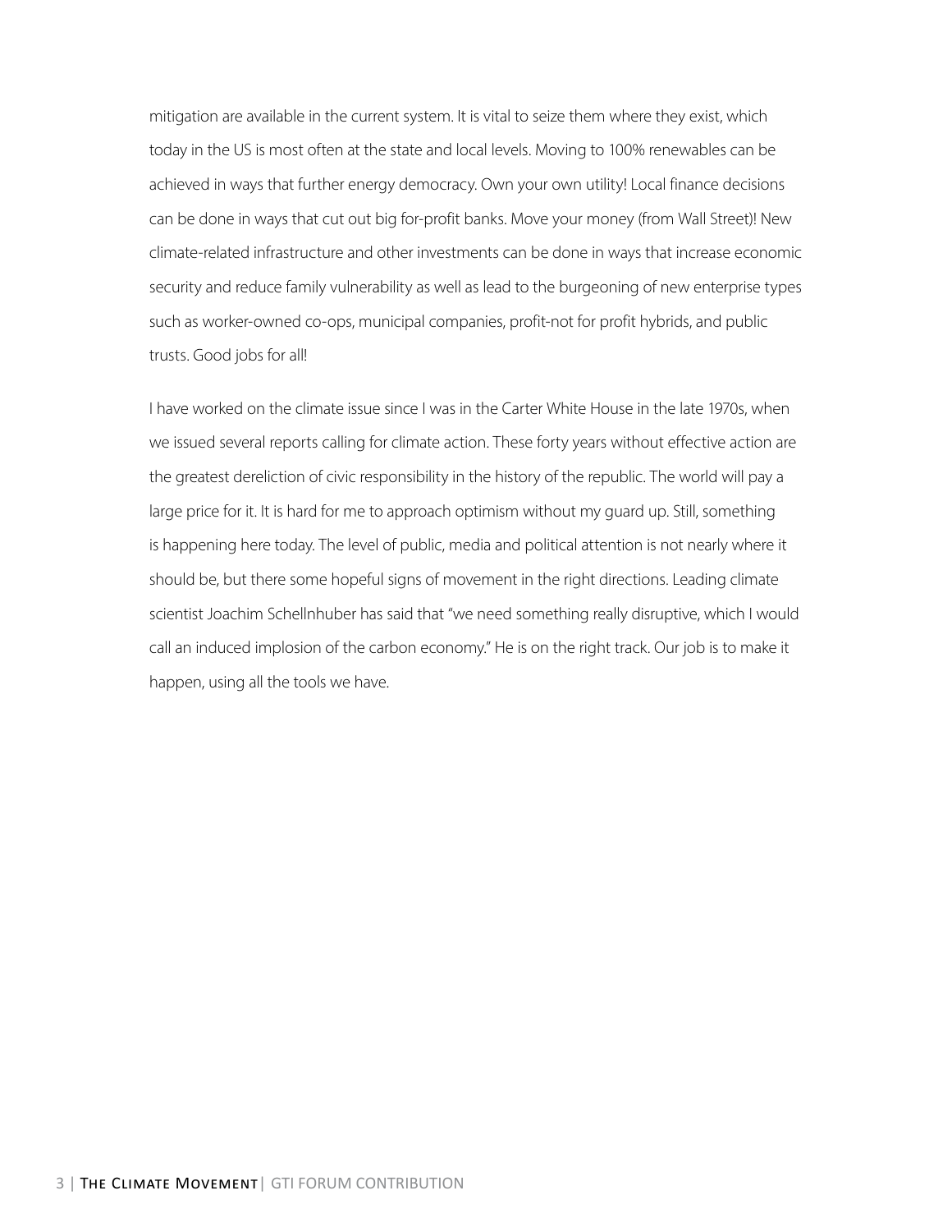mitigation are available in the current system. It is vital to seize them where they exist, which today in the US is most often at the state and local levels. Moving to 100% renewables can be achieved in ways that further energy democracy. Own your own utility! Local finance decisions can be done in ways that cut out big for-profit banks. Move your money (from Wall Street)! New climate-related infrastructure and other investments can be done in ways that increase economic security and reduce family vulnerability as well as lead to the burgeoning of new enterprise types such as worker-owned co-ops, municipal companies, profit-not for profit hybrids, and public trusts. Good jobs for all!

I have worked on the climate issue since I was in the Carter White House in the late 1970s, when we issued several reports calling for climate action. These forty years without effective action are the greatest dereliction of civic responsibility in the history of the republic. The world will pay a large price for it. It is hard for me to approach optimism without my guard up. Still, something is happening here today. The level of public, media and political attention is not nearly where it should be, but there some hopeful signs of movement in the right directions. Leading climate scientist Joachim Schellnhuber has said that "we need something really disruptive, which I would call an induced implosion of the carbon economy." He is on the right track. Our job is to make it happen, using all the tools we have.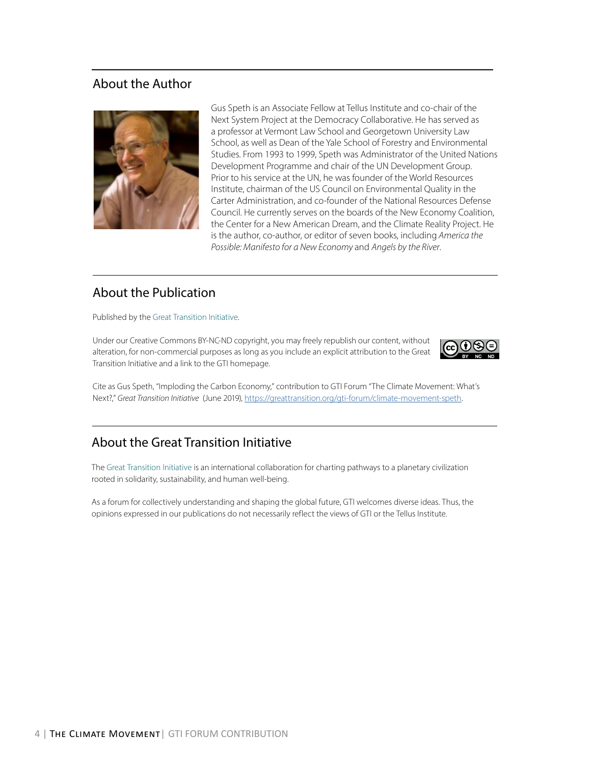## About the Author

Gus Speth is an Associate Fellow at Tellus Institute and co-chair of the Next System Project at the Democracy Collaborative. He has served as a professor at Vermont Law School and Georgetown University Law School, as well as Dean of the Yale School of Forestry and Environmental Studies. From 1993 to 1999, Speth was Administrator of the United Nations Development Programme and chair of the UN Development Group. Prior to his service at the UN, he was founder of the World Resources Institute, chairman of the US Council on Environmental Quality in the Carter Administration, and co-founder of the National Resources Defense Council. He currently serves on the boards of the New Economy Coalition, the Center for a New American Dream, and the Climate Reality Project. He is the author, co-author, or editor of seven books, including *America the Possible: Manifesto for a New Economy* and *Angels by the River*.

## About the Publication

Published by the Great Transition Initiative.

Under our Creative Commons BY-NC-ND copyright, you may freely republish our content, without alteration, for non-commercial purposes as long as you include an explicit attribution to the Great Transition Initiative and a link to the GTI homepage.

Cite as Gus Speth, "Imploding the Carbon Economy," contribution to GTI Forum "The Climate Movement: What's Next?," *Great Transition Initiative* (June 2019), https://greattransition.org/gti-forum/climate-movement-speth.

## About the Great Transition Initiative

The Great Transition Initiative is an international collaboration for charting pathways to a planetary civilization rooted in solidarity, sustainability, and human well-being.

As a forum for collectively understanding and shaping the global future, GTI welcomes diverse ideas. Thus, the opinions expressed in our publications do not necessarily reflect the views of GTI or the Tellus Institute.